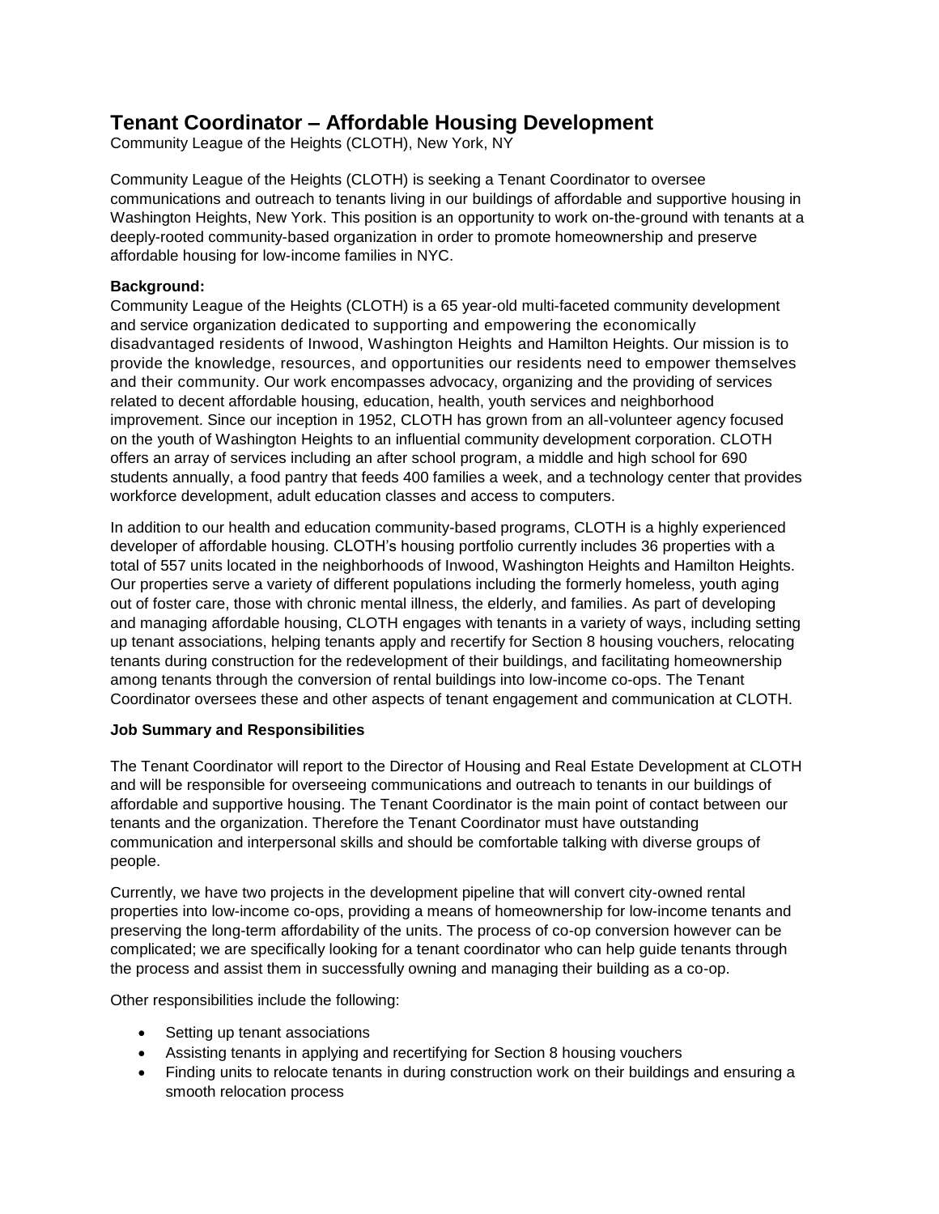# Tenant Coordinator – Affordable Housing Development

Community League of the Heights (CLOTH), New York, NY

Community League of the Heights (CLOTH) is seeking a Tenant Coordinator to oversee communications and outreach to tenants living in our buildings of affordable and supportive housing in Washington Heights, New York. This position is an opportunity to work on-the-ground with tenants at a deeply-rooted community-based organization in order to promote homeownership and preserve affordable housing for low-income families in NYC.

**Background:**

Community League of the Heights (CLOTH) is a 65 year-old multi-faceted community development and service organization dedicated to supporting and empowering the economically disadvantaged residents of Inwood, Washington Heights and Hamilton Heights. Our mission is to provide the knowledge, resources, and opportunities our residents need to empower themselves and their community. Our work encompasses advocacy, organizing and the providing of services related to decent affordable housing, education, health, youth services and neighborhood improvement. Since our inception in 1952, CLOTH has grown from an all-volunteer agency focused on the youth of Washington Heights to an influential community development corporation. CLOTH offers an array of services including an after school program, a middle and high school for 690 students annually, a food pantry that feeds 400 families a week, and a technology center that provides workforce development, adult education classes and access to computers.

In addition to our health and education community-based programs, CLOTH is a highly experienced developer of affordable housing. CLOTH's housing portfolio currently includes 36 properties with a total of 557 units located in the neighborhoods of Inwood, Washington Heights and Hamilton Heights. Our properties serve a variety of different populations including the formerly homeless, youth aging out of foster care, those with chronic mental illness, the elderly, and families. As part of developing and managing affordable housing, CLOTH engages with tenants in a variety of ways, including setting up tenant associations, helping tenants apply and recertify for Section 8 housing vouchers, relocating tenants during construction for the redevelopment of their buildings, and facilitating homeownership among tenants through the conversion of rental buildings into low-income co-ops. The Tenant Coordinator oversees these and other aspects of tenant engagement and communication at CLOTH.

**Job Summary and Responsibilities**

The Tenant Coordinator will report to the Director of Housing and Real Estate Development at CLOTH and will be responsible for overseeing communications and outreach to tenants in our buildings of affordable and supportive housing. The Tenant Coordinator is the main point of contact between our tenants and the organization. Therefore the Tenant Coordinator must have outstanding communication and interpersonal skills and should be comfortable talking with diverse groups of people.

Currently, we have two projects in the development pipeline that will convert city-owned rental properties into low-income co-ops, providing a means of homeownership for low-income tenants and preserving the long-term affordability of the units. The process of co-op conversion however can be complicated; we are specifically looking for a tenant coordinator who can help guide tenants through the process and assist them in successfully owning and managing their building as a co-op.

Other responsibilities include the following:

- Setting up tenant associations
- Assisting tenants in applying and recertifying for Section 8 housing vouchers
- Finding units to relocate tenants in during construction work on their buildings and ensuring a smooth relocation process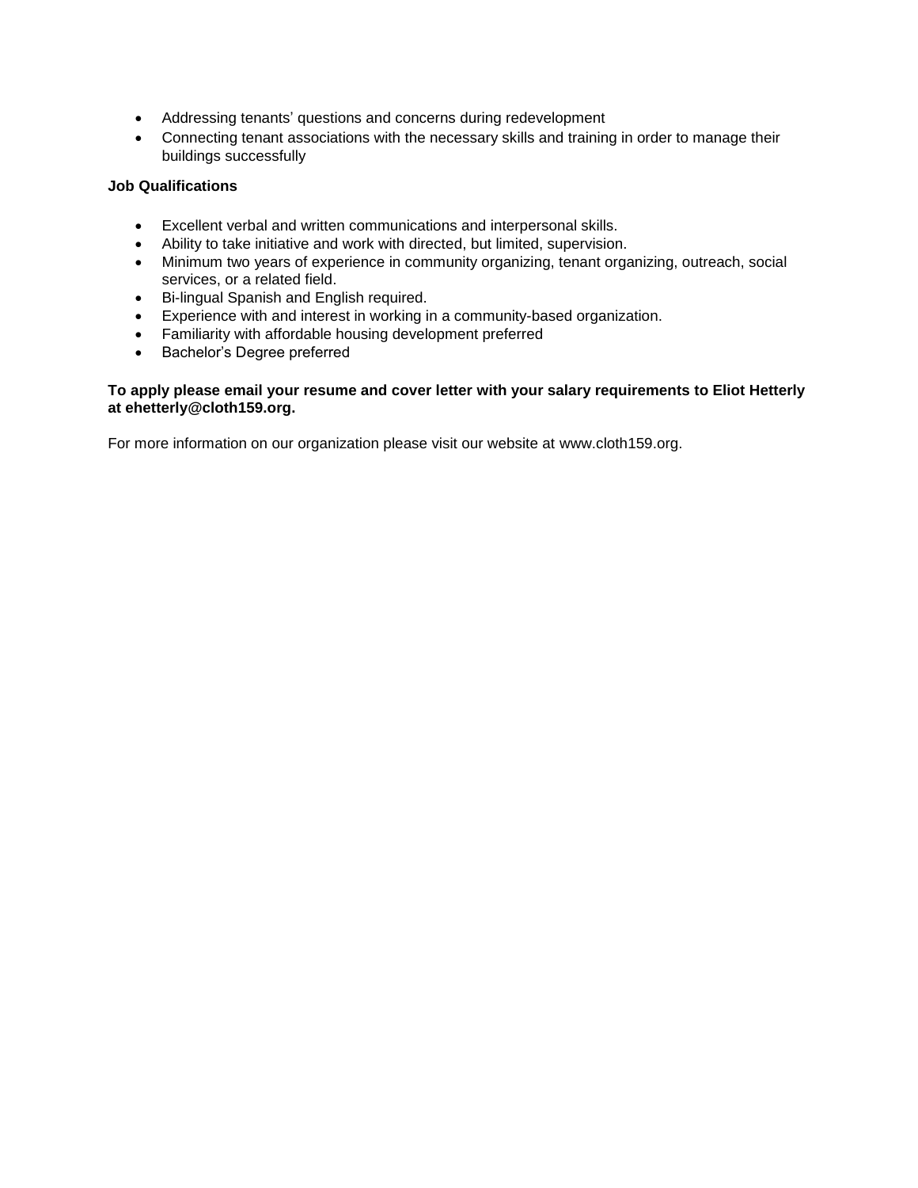- Addressing tenants' questions and concerns during redevelopment
- Connecting tenant associations with the necessary skills and training in order to manage their buildings successfully

**Job Qualifications**

- Excellent verbal and written communications and interpersonal skills.
- Ability to take initiative and work with directed, but limited, supervision.
- Minimum two years of experience in community organizing, tenant organizing, outreach, social services, or a related field.
- Bi-lingual Spanish and English required.
- Experience with and interest in working in a community-based organization.
- Familiarity with affordable housing development preferred
- Bachelor's Degree preferred

**To apply please email your resume and cover letter with your salary requirements to Eliot Hetterly at ehetterly@cloth159.org.**

For more information on our organization please visit our website at www.cloth159.org.